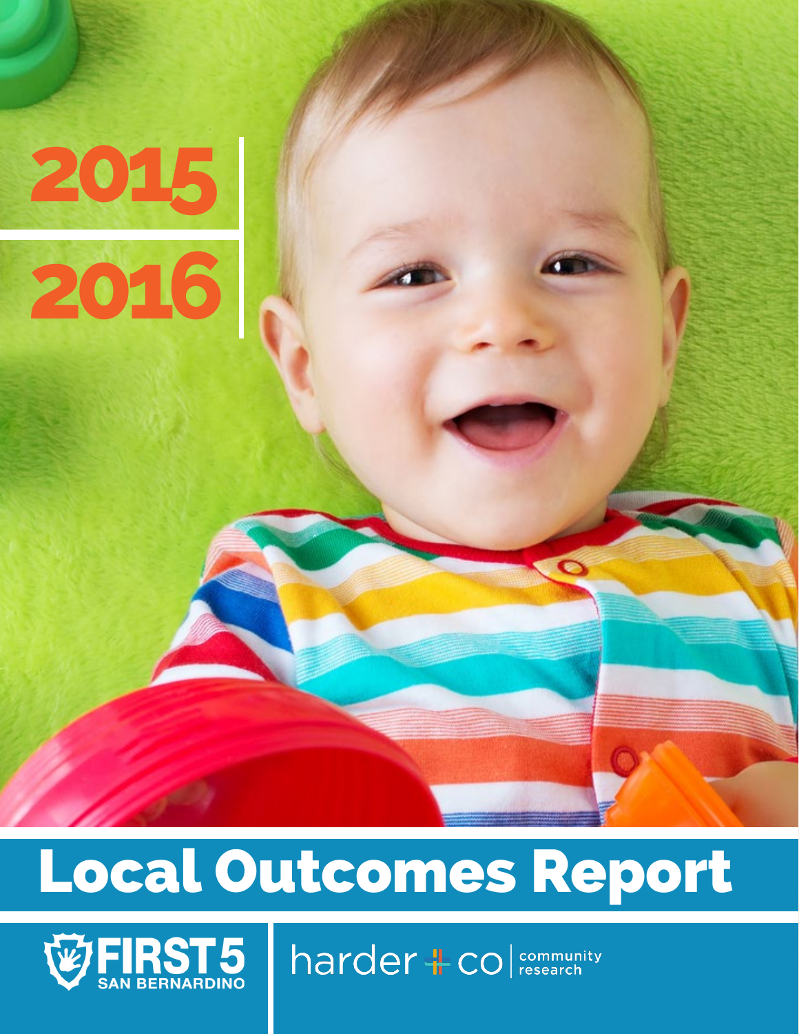2015

2016

# Local Outcomes Report

FIRST 5 SAN BERNARDINO

harder + co community research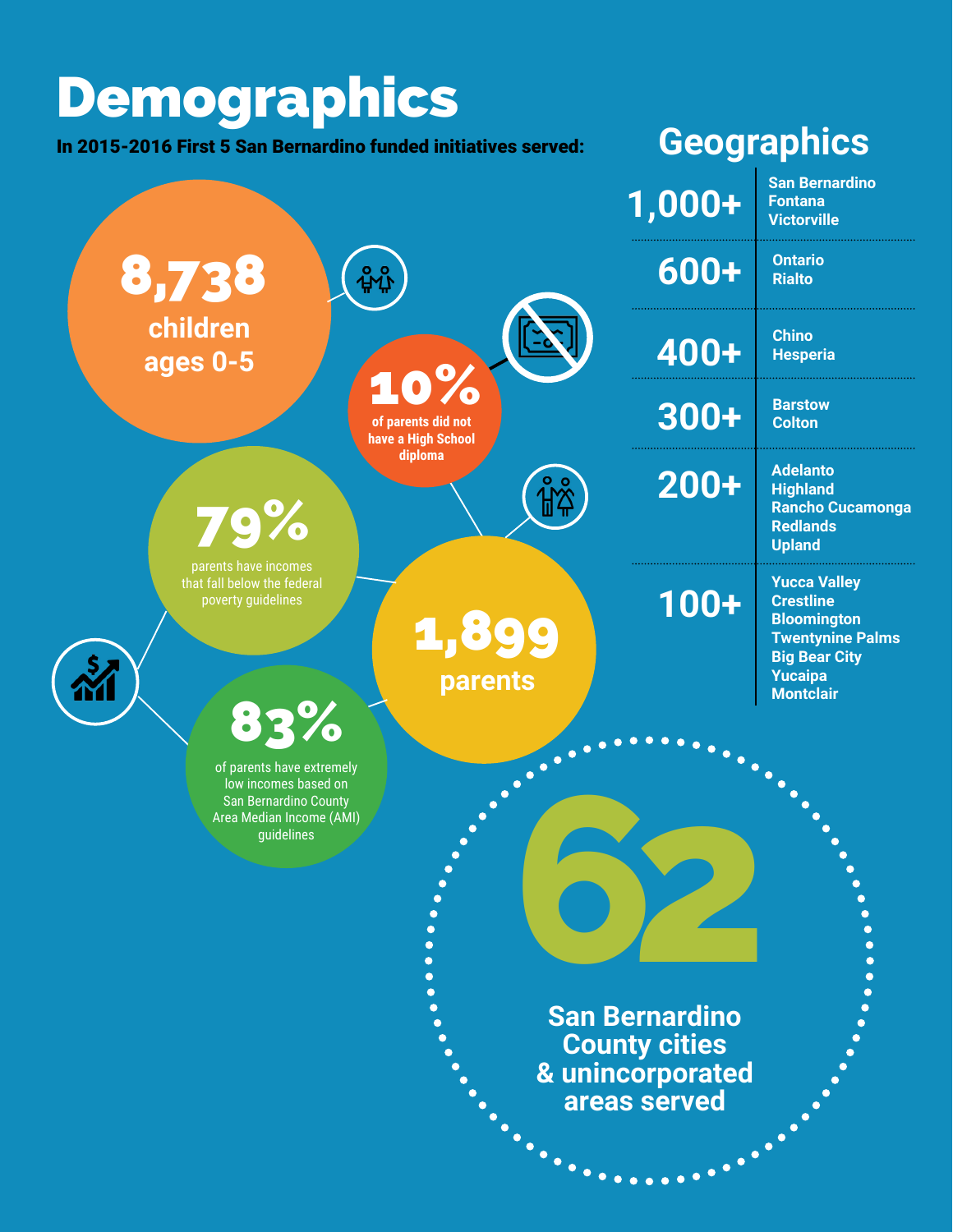# Demographics

**In 2015-2016 First 5 San Bernardino funded initiatives served:**

**8,738** children ages 0-5

**10%** of parents did not have a High School diploma

**79%** parents have incomes that fall below the federal poverty guidelines

**1,899** parents

**83%** of parents have extremely low incomes based on San Bernardino County Area Median Income (AMI) guidelines

## Geographics

| | |
|---|---|
| 1,000+ | San Bernardino<br>Fontana<br>Victorville |
| 600+ | Ontario<br>Rialto |
| 400+ | Chino<br>Hesperia |
| 300+ | Barstow<br>Colton |
| 200+ | Adelanto<br>Highland<br>Rancho Cucamonga<br>Redlands<br>Upland |
| 100+ | Yucca Valley<br>Crestline<br>Bloomington<br>Twentynine Palms<br>Big Bear City<br>Yucaipa<br>Montclair |

**62** San Bernardino County cities & unincorporated areas served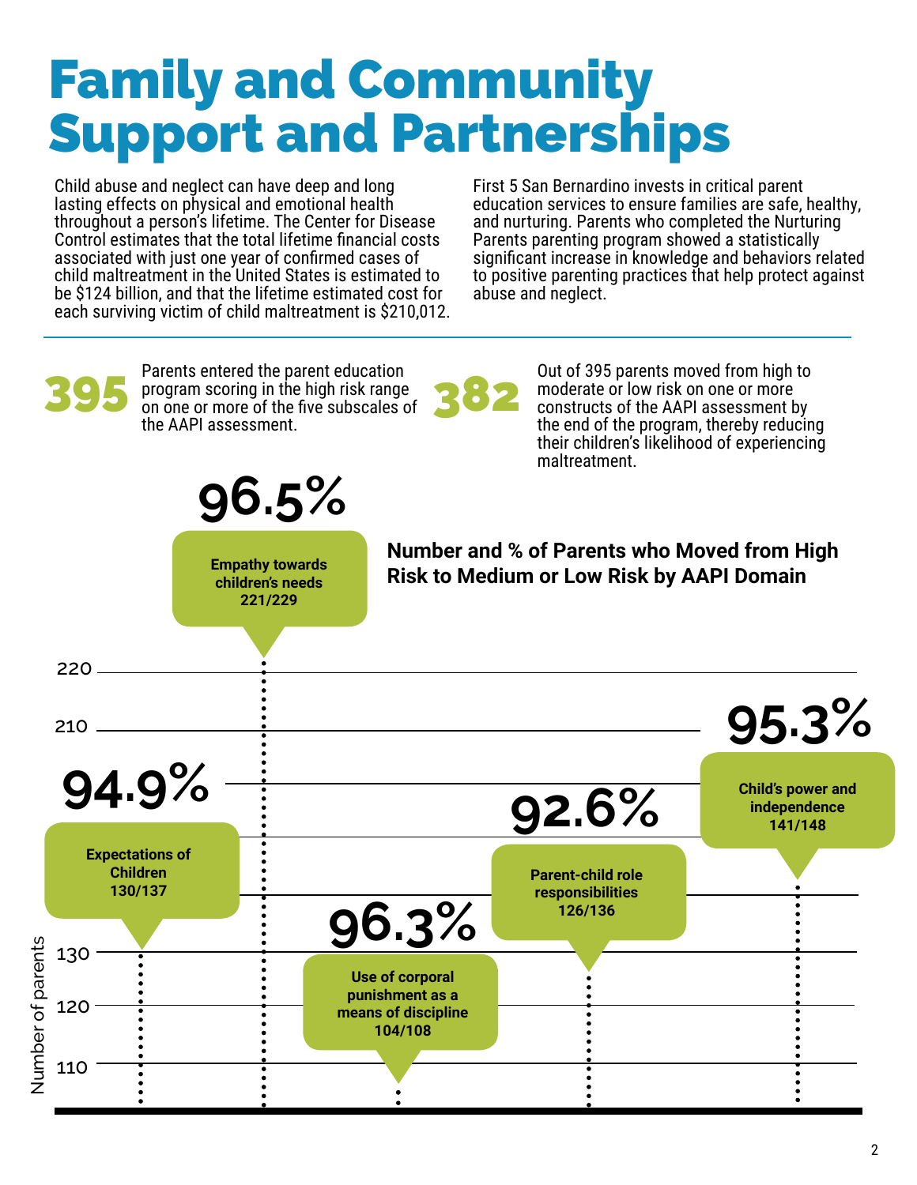# Family and Community Support and Partnerships

Child abuse and neglect can have deep and long lasting effects on physical and emotional health throughout a person's lifetime. The Center for Disease Control estimates that the total lifetime financial costs associated with just one year of confirmed cases of child maltreatment in the United States is estimated to be $124 billion, and that the lifetime estimated cost for each surviving victim of child maltreatment is $210,012.

First 5 San Bernardino invests in critical parent education services to ensure families are safe, healthy, and nurturing. Parents who completed the Nurturing Parents parenting program showed a statistically significant increase in knowledge and behaviors related to positive parenting practices that help protect against abuse and neglect.

**395** Parents entered the parent education program scoring in the high risk range on one or more of the five subscales of the AAPI assessment.

**382** Out of 395 parents moved from high to moderate or low risk on one or more constructs of the AAPI assessment by the end of the program, thereby reducing their children's likelihood of experiencing maltreatment.

**Number and % of Parents who Moved from High Risk to Medium or Low Risk by AAPI Domain**

| AAPI Domain | Number of parents | % |
|---|---|---|
| Expectations of Children | 130/137 | 94.9% |
| Empathy towards children's needs | 221/229 | 96.5% |
| Use of corporal punishment as a means of discipline | 104/108 | 96.3% |
| Parent-child role responsibilities | 126/136 | 92.6% |
| Child's power and independence | 141/148 | 95.3% |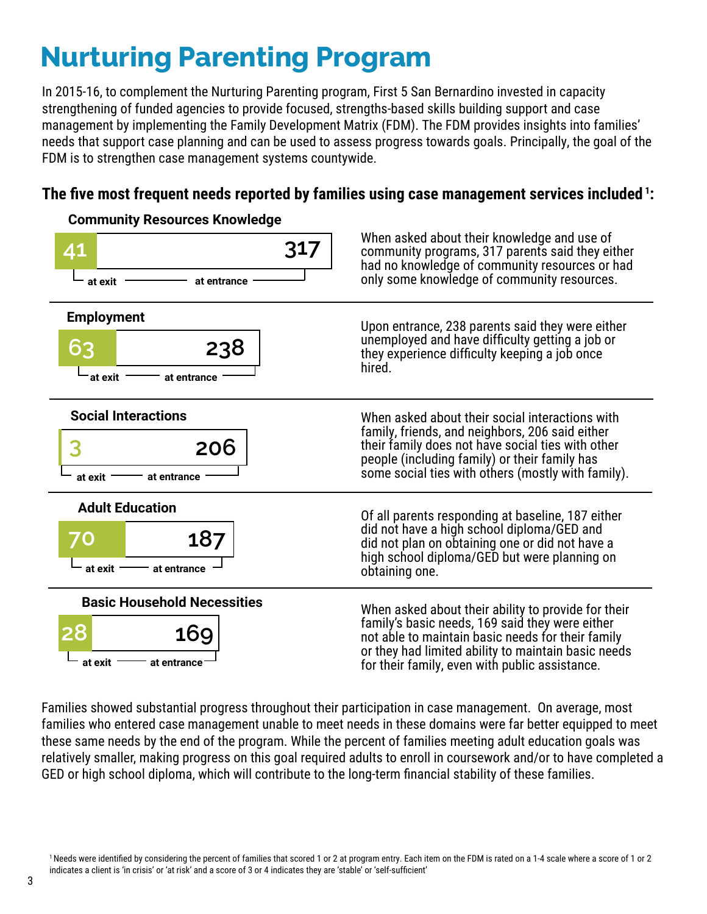# Nurturing Parenting Program

In 2015-16, to complement the Nurturing Parenting program, First 5 San Bernardino invested in capacity strengthening of funded agencies to provide focused, strengths-based skills building support and case management by implementing the Family Development Matrix (FDM). The FDM provides insights into families' needs that support case planning and can be used to assess progress towards goals. Principally, the goal of the FDM is to strengthen case management systems countywide.

### The five most frequent needs reported by families using case management services included[1]:

**Community Resources Knowledge**

41 at exit

317 at entrance

When asked about their knowledge and use of community programs, 317 parents said they either had no knowledge of community resources or had only some knowledge of community resources.

**Employment**

63 at exit

238 at entrance

Upon entrance, 238 parents said they were either unemployed and have difficulty getting a job or they experience difficulty keeping a job once hired.

**Social Interactions**

3 at exit

206 at entrance

When asked about their social interactions with family, friends, and neighbors, 206 said either their family does not have social ties with other people (including family) or their family has some social ties with others (mostly with family).

**Adult Education**

70 at exit

187 at entrance

Of all parents responding at baseline, 187 either did not have a high school diploma/GED and did not plan on obtaining one or did not have a high school diploma/GED but were planning on obtaining one.

**Basic Household Necessities**

28 at exit

169 at entrance

When asked about their ability to provide for their family's basic needs, 169 said they were either not able to maintain basic needs for their family or they had limited ability to maintain basic needs for their family, even with public assistance.

Families showed substantial progress throughout their participation in case management. On average, most families who entered case management unable to meet needs in these domains were far better equipped to meet these same needs by the end of the program. While the percent of families meeting adult education goals was relatively smaller, making progress on this goal required adults to enroll in coursework and/or to have completed a GED or high school diploma, which will contribute to the long-term financial stability of these families.

[1] Needs were identified by considering the percent of families that scored 1 or 2 at program entry. Each item on the FDM is rated on a 1-4 scale where a score of 1 or 2 indicates a client is 'in crisis' or 'at risk' and a score of 3 or 4 indicates they are 'stable' or 'self-sufficient'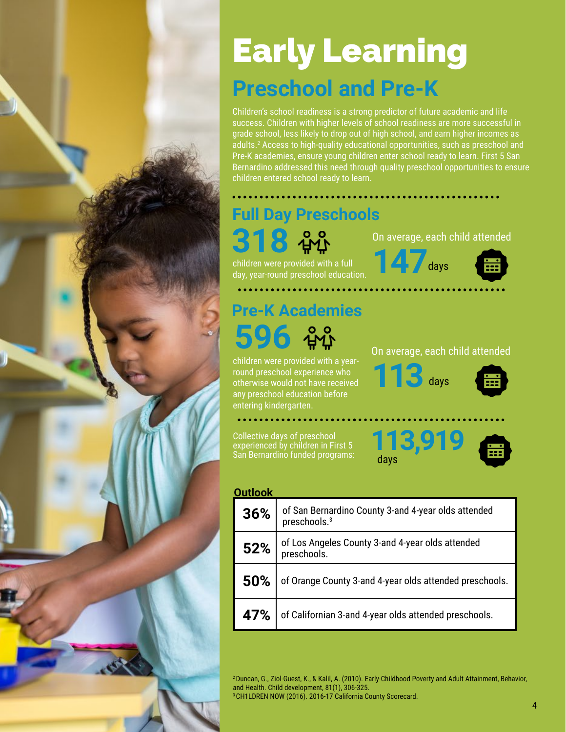# Early Learning

## Preschool and Pre-K

Children's school readiness is a strong predictor of future academic and life success. Children with higher levels of school readiness are more successful in grade school, less likely to drop out of high school, and earn higher incomes as adults.[2] Access to high-quality educational opportunities, such as preschool and Pre-K academies, ensure young children enter school ready to learn. First 5 San Bernardino addressed this need through quality preschool opportunities to ensure children entered school ready to learn.

### Full Day Preschools

**318**

children were provided with a full day, year-round preschool education.

On average, each child attended

**147** days

### Pre-K Academies

**596**

children were provided with a year-round preschool experience who otherwise would not have received any preschool education before entering kindergarten.

On average, each child attended

**113** days

Collective days of preschool experienced by children in First 5 San Bernardino funded programs:

**113,919** days

**Outlook**

| | |
|---|---|
| **36%** | of San Bernardino County 3-and 4-year olds attended preschools.[3] |
| **52%** | of Los Angeles County 3-and 4-year olds attended preschools. |
| **50%** | of Orange County 3-and 4-year olds attended preschools. |
| **47%** | of Californian 3-and 4-year olds attended preschools. |

[2] Duncan, G., Ziol-Guest, K., & Kalil, A. (2010). Early-Childhood Poverty and Adult Attainment, Behavior, and Health. Child development, 81(1), 306-325.
[3] CH1LDREN NOW (2016). 2016-17 California County Scorecard.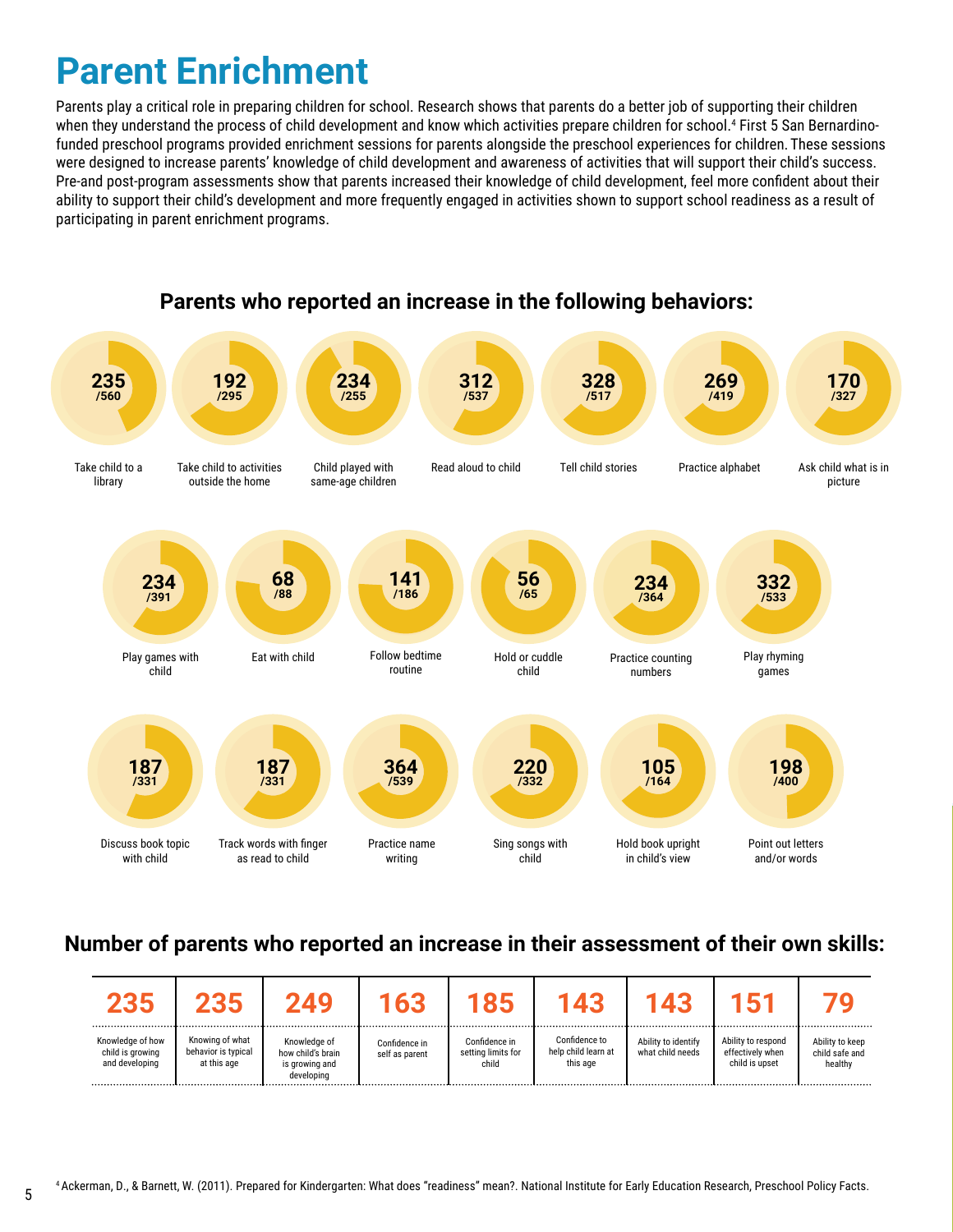# Parent Enrichment

Parents play a critical role in preparing children for school. Research shows that parents do a better job of supporting their children when they understand the process of child development and know which activities prepare children for school.[4] First 5 San Bernardino-funded preschool programs provided enrichment sessions for parents alongside the preschool experiences for children. These sessions were designed to increase parents' knowledge of child development and awareness of activities that will support their child's success. Pre-and post-program assessments show that parents increased their knowledge of child development, feel more confident about their ability to support their child's development and more frequently engaged in activities shown to support school readiness as a result of participating in parent enrichment programs.

## Parents who reported an increase in the following behaviors:

235 /560
Take child to a library

192 /295
Take child to activities outside the home

234 /255
Child played with same-age children

312 /537
Read aloud to child

328 /517
Tell child stories

269 /419
Practice alphabet

170 /327
Ask child what is in picture

234 /391
Play games with child

68 /88
Eat with child

141 /186
Follow bedtime routine

56 /65
Hold or cuddle child

234 /364
Practice counting numbers

332 /533
Play rhyming games

187 /331
Discuss book topic with child

187 /331
Track words with finger as read to child

364 /539
Practice name writing

220 /332
Sing songs with child

105 /164
Hold book upright in child's view

198 /400
Point out letters and/or words

## Number of parents who reported an increase in their assessment of their own skills:

| 235 | 235 | 249 | 163 | 185 | 143 | 143 | 151 | 79 |
|---|---|---|---|---|---|---|---|---|
| Knowledge of how child is growing and developing | Knowing of what behavior is typical at this age | Knowledge of how child's brain is growing and developing | Confidence in self as parent | Confidence in setting limits for child | Confidence to help child learn at this age | Ability to identify what child needs | Ability to respond effectively when child is upset | Ability to keep child safe and healthy |

[4] Ackerman, D., & Barnett, W. (2011). Prepared for Kindergarten: What does "readiness" mean?. National Institute for Early Education Research, Preschool Policy Facts.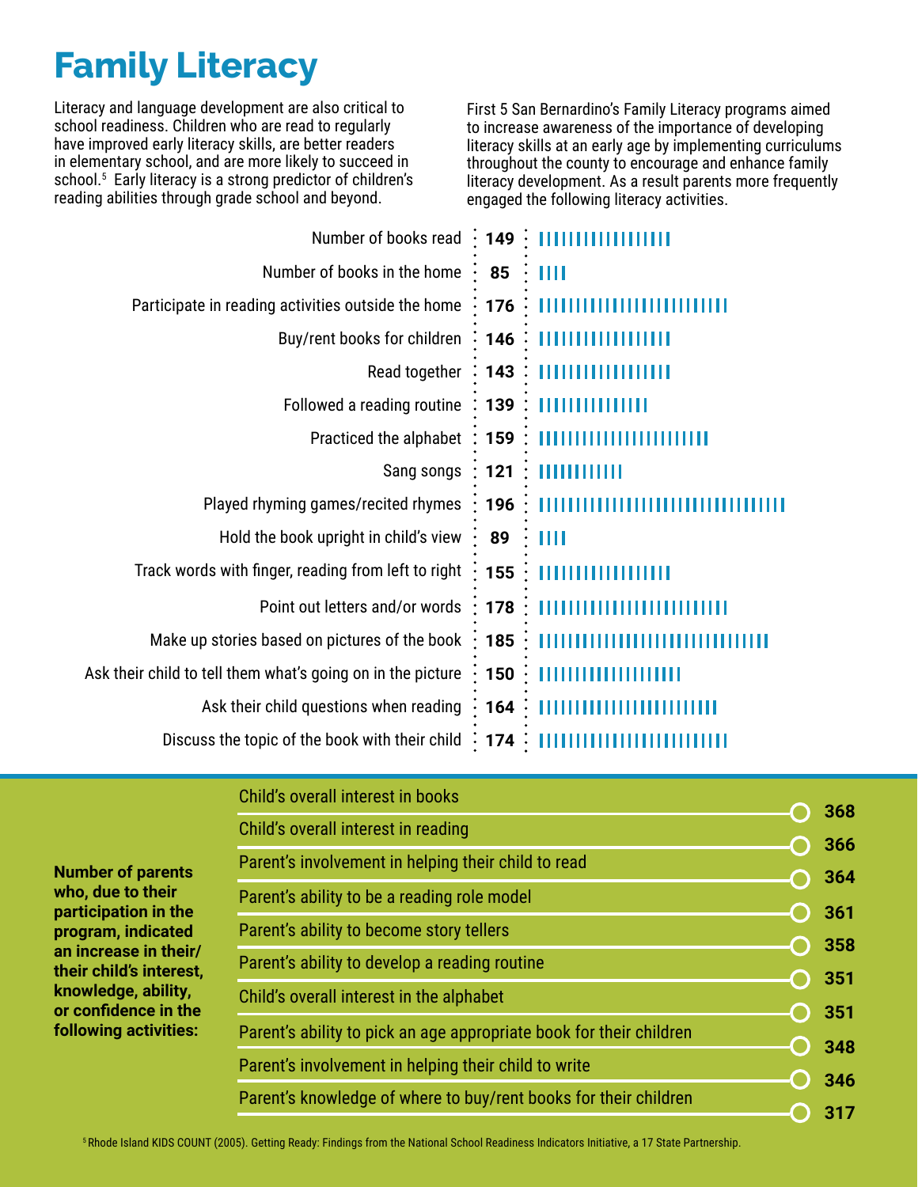# Family Literacy

Literacy and language development are also critical to school readiness. Children who are read to regularly have improved early literacy skills, are better readers in elementary school, and are more likely to succeed in school.[5] Early literacy is a strong predictor of children's reading abilities through grade school and beyond.

First 5 San Bernardino's Family Literacy programs aimed to increase awareness of the importance of developing literacy skills at an early age by implementing curriculums throughout the county to encourage and enhance family literacy development. As a result parents more frequently engaged the following literacy activities.

Number of books read 149
Number of books in the home 85
Participate in reading activities outside the home 176
Buy/rent books for children 146
Read together 143
Followed a reading routine 139
Practiced the alphabet 159
Sang songs 121
Played rhyming games/recited rhymes 196
Hold the book upright in child's view 89
Track words with finger, reading from left to right 155
Point out letters and/or words 178
Make up stories based on pictures of the book 185
Ask their child to tell them what's going on in the picture 150
Ask their child questions when reading 164
Discuss the topic of the book with their child 174

**Number of parents who, due to their participation in the program, indicated an increase in their/their child's interest, knowledge, ability, or confidence in the following activities:**

Child's overall interest in books 368
Child's overall interest in reading 366
Parent's involvement in helping their child to read 364
Parent's ability to be a reading role model 361
Parent's ability to become story tellers 358
Parent's ability to develop a reading routine 351
Child's overall interest in the alphabet 351
Parent's ability to pick an age appropriate book for their children 348
Parent's involvement in helping their child to write 346
Parent's knowledge of where to buy/rent books for their children 317

[5] Rhode Island KIDS COUNT (2005). Getting Ready: Findings from the National School Readiness Indicators Initiative, a 17 State Partnership.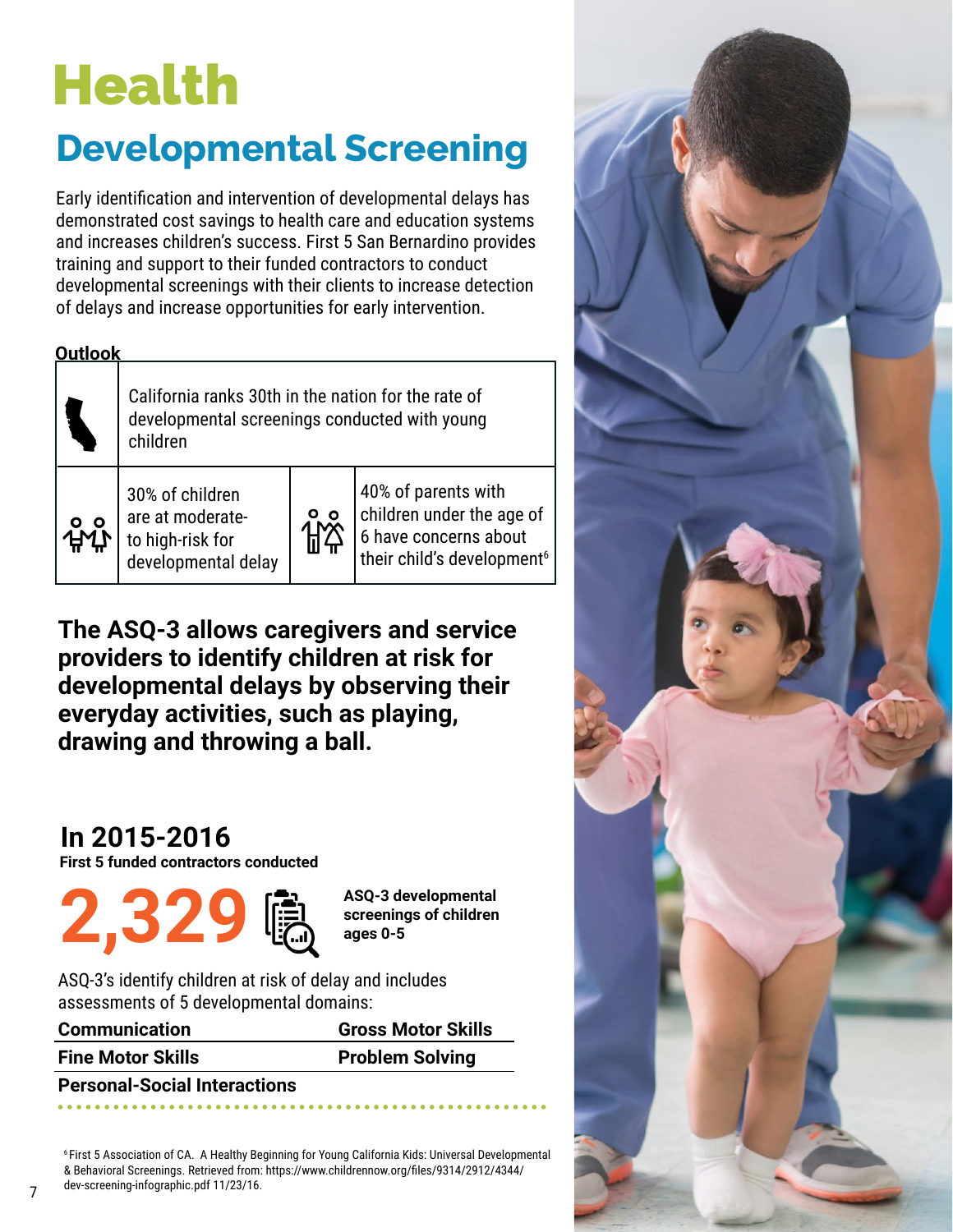# Health

## Developmental Screening

Early identification and intervention of developmental delays has demonstrated cost savings to health care and education systems and increases children's success. First 5 San Bernardino provides training and support to their funded contractors to conduct developmental screenings with their clients to increase detection of delays and increase opportunities for early intervention.

**Outlook**

| | | | |
|---|---|---|---|
| | California ranks 30th in the nation for the rate of developmental screenings conducted with young children | | |
| | 30% of children are at moderate- to high-risk for developmental delay | | 40% of parents with children under the age of 6 have concerns about their child's development[6] |

**The ASQ-3 allows caregivers and service providers to identify children at risk for developmental delays by observing their everyday activities, such as playing, drawing and throwing a ball.**

### In 2015-2016

**First 5 funded contractors conducted**

**2,329**

**ASQ-3 developmental screenings of children ages 0-5**

ASQ-3's identify children at risk of delay and includes assessments of 5 developmental domains:

| | |
|---|---|
| **Communication** | **Gross Motor Skills** |
| **Fine Motor Skills** | **Problem Solving** |
| **Personal-Social Interactions** | |

[6] First 5 Association of CA. A Healthy Beginning for Young California Kids: Universal Developmental & Behavioral Screenings. Retrieved from: https://www.childrennow.org/files/9314/2912/4344/dev-screening-infographic.pdf 11/23/16.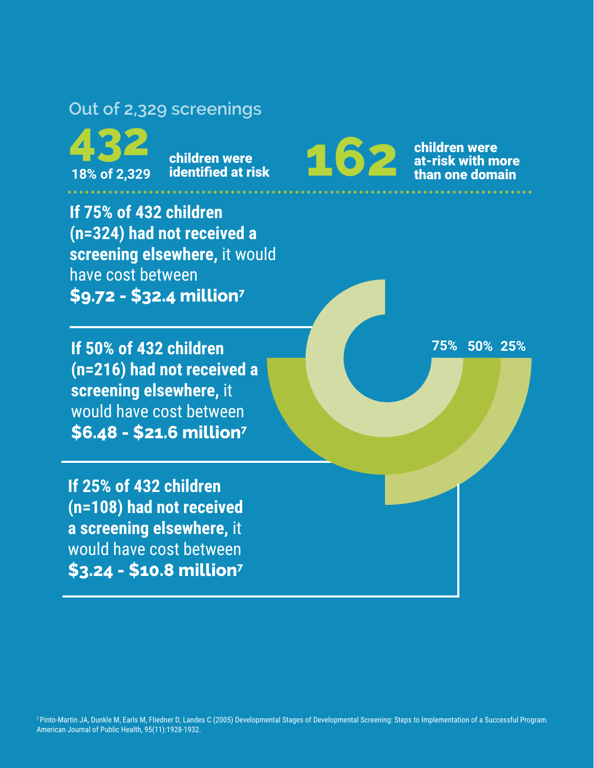Out of 2,329 screenings

**432**
18% of 2,329

**children were identified at risk**

**162**

**children were at-risk with more than one domain**

**If 75% of 432 children (n=324) had not received a screening elsewhere,** it would have cost between **$9.72 - $32.4 million**[7]

**If 50% of 432 children (n=216) had not received a screening elsewhere,** it would have cost between **$6.48 - $21.6 million**[7]

**If 25% of 432 children (n=108) had not received a screening elsewhere,** it would have cost between **$3.24 - $10.8 million**[7]

75% 50% 25%

[7] Pinto-Martin JA, Dunkle M, Earls M, Fliedner D, Landes C (2005) Developmental Stages of Developmental Screening: Steps to Implementation of a Successful Program. American Journal of Public Health, 95(11):1928-1932.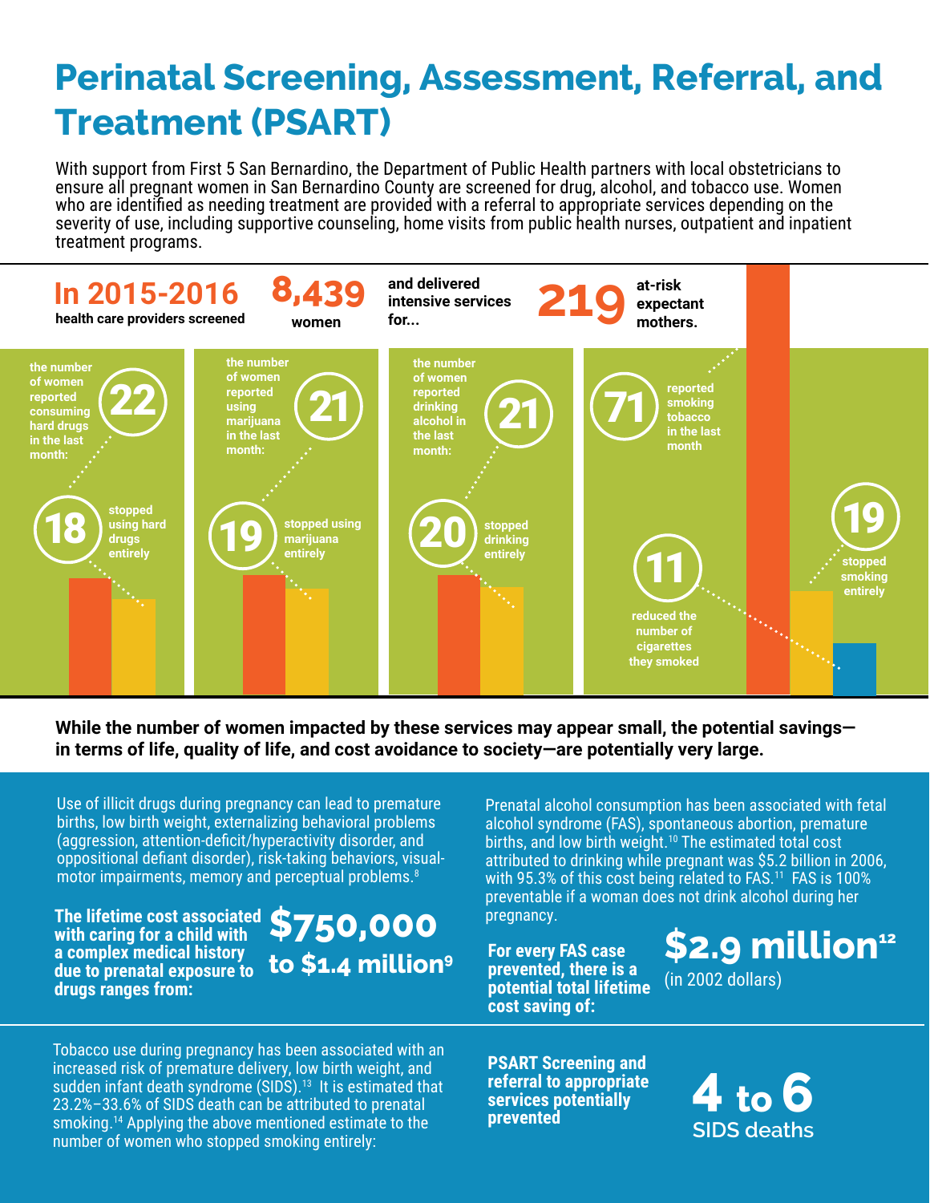# Perinatal Screening, Assessment, Referral, and Treatment (PSART)

With support from First 5 San Bernardino, the Department of Public Health partners with local obstetricians to ensure all pregnant women in San Bernardino County are screened for drug, alcohol, and tobacco use. Women who are identified as needing treatment are provided with a referral to appropriate services depending on the severity of use, including supportive counseling, home visits from public health nurses, outpatient and inpatient treatment programs.

**In 2015-2016** health care providers screened **8,439** women and delivered intensive services for... **219** at-risk expectant mothers.

**22** the number of women reported consuming hard drugs in the last month:

**18** stopped using hard drugs entirely

**21** the number of women reported using marijuana in the last month:

**19** stopped using marijuana entirely

**21** the number of women reported drinking alcohol in the last month:

**20** stopped drinking entirely

**71** reported smoking tobacco in the last month

**11** reduced the number of cigarettes they smoked

**19** stopped smoking entirely

**While the number of women impacted by these services may appear small, the potential savings—in terms of life, quality of life, and cost avoidance to society—are potentially very large.**

Use of illicit drugs during pregnancy can lead to premature births, low birth weight, externalizing behavioral problems (aggression, attention-deficit/hyperactivity disorder, and oppositional defiant disorder), risk-taking behaviors, visual-motor impairments, memory and perceptual problems.[8]

**The lifetime cost associated with caring for a child with a complex medical history due to prenatal exposure to drugs ranges from:** **$750,000 to $1.4 million[9]**

Prenatal alcohol consumption has been associated with fetal alcohol syndrome (FAS), spontaneous abortion, premature births, and low birth weight.[10] The estimated total cost attributed to drinking while pregnant was $5.2 billion in 2006, with 95.3% of this cost being related to FAS.[11] FAS is 100% preventable if a woman does not drink alcohol during her pregnancy.

**For every FAS case prevented, there is a potential total lifetime cost saving of:** **$2.9 million[12]** (in 2002 dollars)

Tobacco use during pregnancy has been associated with an increased risk of premature delivery, low birth weight, and sudden infant death syndrome (SIDS).[13] It is estimated that 23.2%–33.6% of SIDS death can be attributed to prenatal smoking.[14] Applying the above mentioned estimate to the number of women who stopped smoking entirely:

**PSART Screening and referral to appropriate services potentially prevented** **4 to 6** SIDS deaths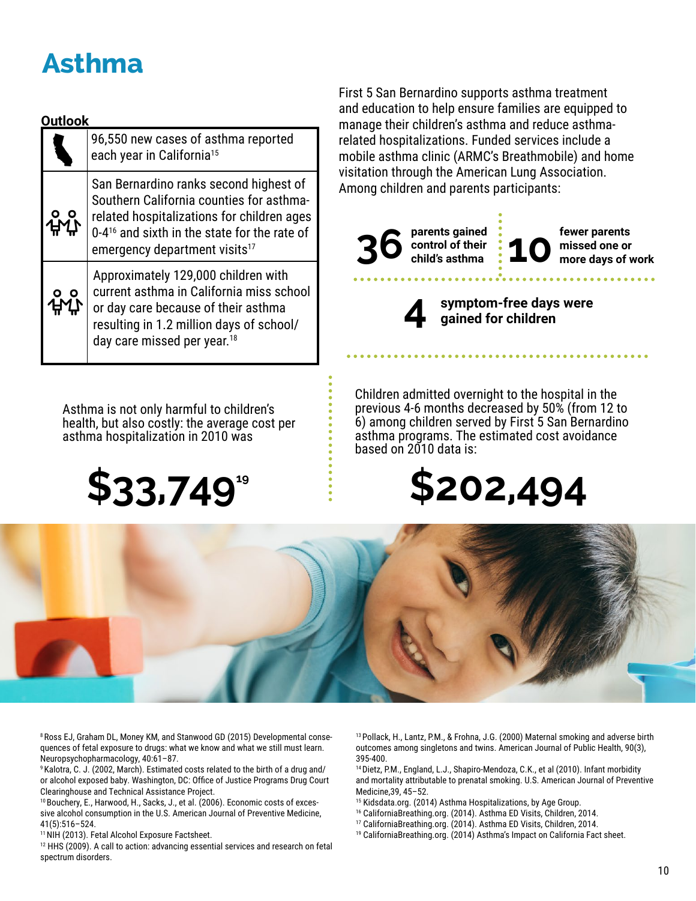# Asthma

**Outlook**

| | |
|---|---|
| | 96,550 new cases of asthma reported each year in California[15] |
| | San Bernardino ranks second highest of Southern California counties for asthma-related hospitalizations for children ages 0-4[16] and sixth in the state for the rate of emergency department visits[17] |
| | Approximately 129,000 children with current asthma in California miss school or day care because of their asthma resulting in 1.2 million days of school/ day care missed per year.[18] |

First 5 San Bernardino supports asthma treatment and education to help ensure families are equipped to manage their children's asthma and reduce asthma-related hospitalizations. Funded services include a mobile asthma clinic (ARMC's Breathmobile) and home visitation through the American Lung Association. Among children and parents participants:

**36** **parents gained control of their child's asthma**

**10** **fewer parents missed one or more days of work**

**4** **symptom-free days were gained for children**

Asthma is not only harmful to children's health, but also costly: the average cost per asthma hospitalization in 2010 was

**$33,749**[19]

Children admitted overnight to the hospital in the previous 4-6 months decreased by 50% (from 12 to 6) among children served by First 5 San Bernardino asthma programs. The estimated cost avoidance based on 2010 data is:

**$202,494**

[8] Ross EJ, Graham DL, Money KM, and Stanwood GD (2015) Developmental consequences of fetal exposure to drugs: what we know and what we still must learn. Neuropsychopharmacology, 40:61–87.

[9] Kalotra, C. J. (2002, March). Estimated costs related to the birth of a drug and/or alcohol exposed baby. Washington, DC: Office of Justice Programs Drug Court Clearinghouse and Technical Assistance Project.

[10] Bouchery, E., Harwood, H., Sacks, J., et al. (2006). Economic costs of excessive alcohol consumption in the U.S. American Journal of Preventive Medicine, 41(5):516–524.

[11] NIH (2013). Fetal Alcohol Exposure Factsheet.

[12] HHS (2009). A call to action: advancing essential services and research on fetal spectrum disorders.

[13] Pollack, H., Lantz, P.M., & Frohna, J.G. (2000) Maternal smoking and adverse birth outcomes among singletons and twins. American Journal of Public Health, 90(3), 395-400.

[14] Dietz, P.M., England, L.J., Shapiro-Mendoza, C.K., et al (2010). Infant morbidity and mortality attributable to prenatal smoking. U.S. American Journal of Preventive Medicine,39, 45–52.

[15] Kidsdata.org. (2014) Asthma Hospitalizations, by Age Group.

[16] CaliforniaBreathing.org. (2014). Asthma ED Visits, Children, 2014.

[17] CaliforniaBreathing.org. (2014). Asthma ED Visits, Children, 2014.

[19] CaliforniaBreathing.org. (2014) Asthma's Impact on California Fact sheet.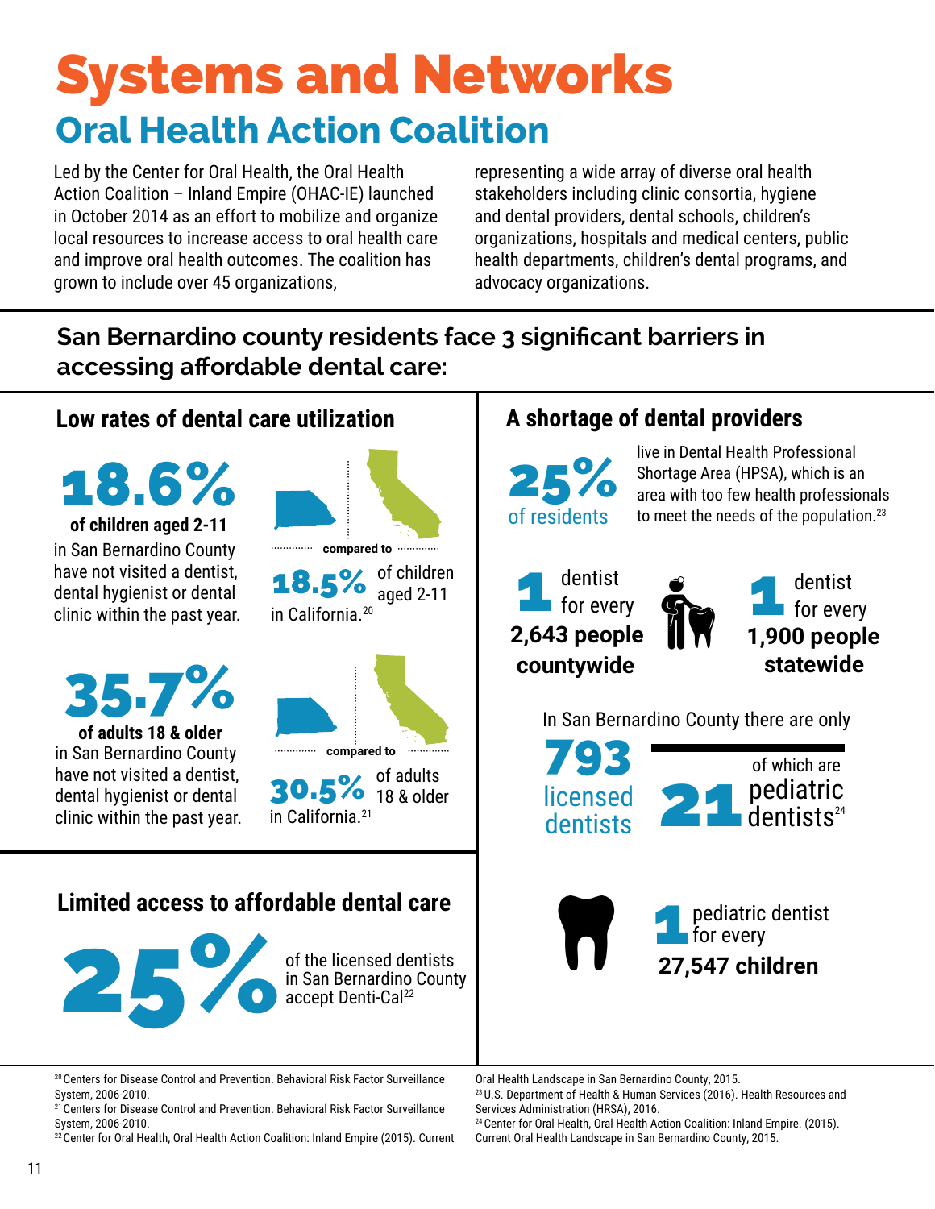# Systems and Networks

## Oral Health Action Coalition

Led by the Center for Oral Health, the Oral Health Action Coalition – Inland Empire (OHAC-IE) launched in October 2014 as an effort to mobilize and organize local resources to increase access to oral health care and improve oral health outcomes. The coalition has grown to include over 45 organizations, representing a wide array of diverse oral health stakeholders including clinic consortia, hygiene and dental providers, dental schools, children's organizations, hospitals and medical centers, public health departments, children's dental programs, and advocacy organizations.

### San Bernardino county residents face 3 significant barriers in accessing affordable dental care:

#### Low rates of dental care utilization

**18.6%** **of children aged 2-11** in San Bernardino County have not visited a dentist, dental hygienist or dental clinic within the past year.

compared to

**18.5%** of children aged 2-11 in California.[20]

**35.7%** **of adults 18 & older** in San Bernardino County have not visited a dentist, dental hygienist or dental clinic within the past year.

compared to

**30.5%** of adults 18 & older in California.[21]

#### Limited access to affordable dental care

**25%** of the licensed dentists in San Bernardino County accept Denti-Cal[22]

#### A shortage of dental providers

**25%** of residents live in Dental Health Professional Shortage Area (HPSA), which is an area with too few health professionals to meet the needs of the population.[23]

**1** dentist for every **2,643 people countywide**

**1** dentist for every **1,900 people statewide**

In San Bernardino County there are only **793** licensed dentists of which are **21** pediatric dentists[24]

**1** pediatric dentist for every **27,547 children**

---

[20] Centers for Disease Control and Prevention. Behavioral Risk Factor Surveillance System, 2006-2010.

[21] Centers for Disease Control and Prevention. Behavioral Risk Factor Surveillance System, 2006-2010.

[22] Center for Oral Health, Oral Health Action Coalition: Inland Empire (2015). Current Oral Health Landscape in San Bernardino County, 2015.

[23] U.S. Department of Health & Human Services (2016). Health Resources and Services Administration (HRSA), 2016.

[24] Center for Oral Health, Oral Health Action Coalition: Inland Empire. (2015). Current Oral Health Landscape in San Bernardino County, 2015.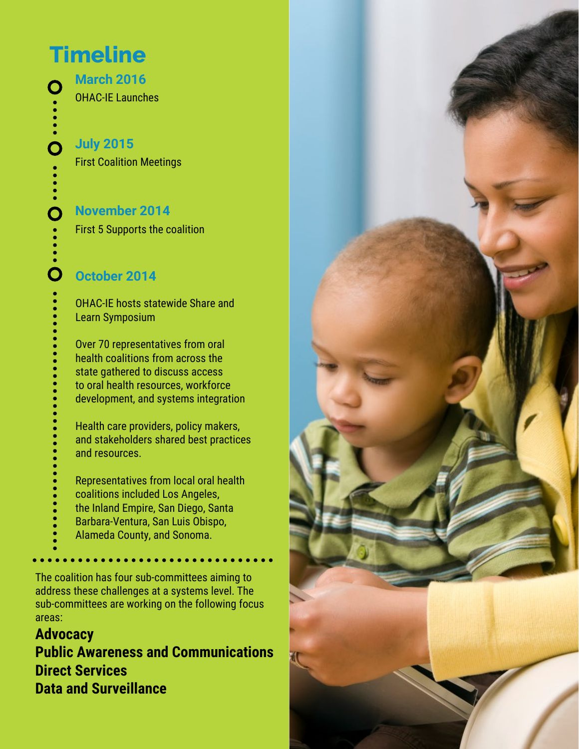# Timeline

**March 2016**
OHAC-IE Launches

**July 2015**
First Coalition Meetings

**November 2014**
First 5 Supports the coalition

**October 2014**

OHAC-IE hosts statewide Share and Learn Symposium

Over 70 representatives from oral health coalitions from across the state gathered to discuss access to oral health resources, workforce development, and systems integration

Health care providers, policy makers, and stakeholders shared best practices and resources.

Representatives from local oral health coalitions included Los Angeles, the Inland Empire, San Diego, Santa Barbara-Ventura, San Luis Obispo, Alameda County, and Sonoma.

The coalition has four sub-committees aiming to address these challenges at a systems level. The sub-committees are working on the following focus areas:

**Advocacy**
**Public Awareness and Communications**
**Direct Services**
**Data and Surveillance**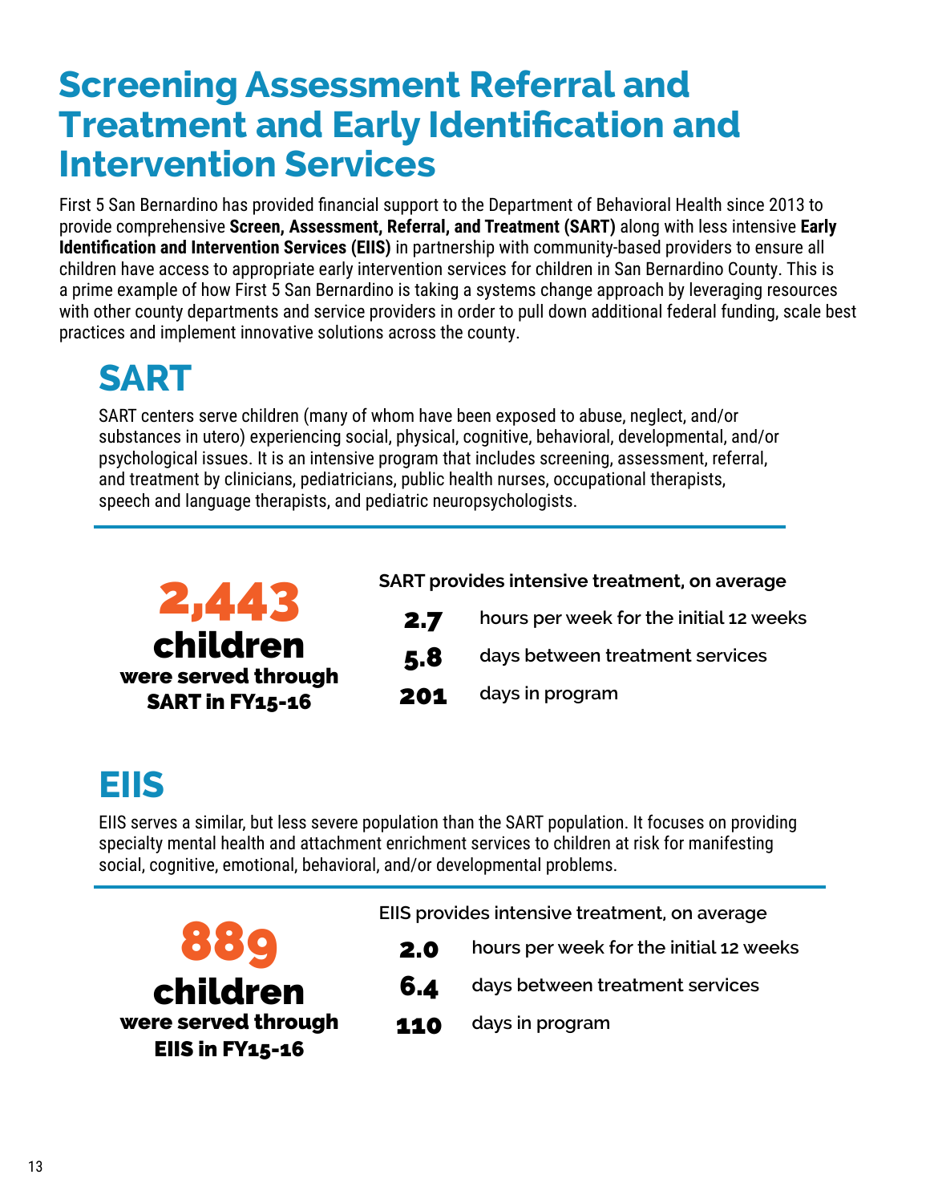# Screening Assessment Referral and Treatment and Early Identification and Intervention Services

First 5 San Bernardino has provided financial support to the Department of Behavioral Health since 2013 to provide comprehensive **Screen, Assessment, Referral, and Treatment (SART)** along with less intensive **Early Identification and Intervention Services (EIIS)** in partnership with community-based providers to ensure all children have access to appropriate early intervention services for children in San Bernardino County. This is a prime example of how First 5 San Bernardino is taking a systems change approach by leveraging resources with other county departments and service providers in order to pull down additional federal funding, scale best practices and implement innovative solutions across the county.

## SART

SART centers serve children (many of whom have been exposed to abuse, neglect, and/or substances in utero) experiencing social, physical, cognitive, behavioral, developmental, and/or psychological issues. It is an intensive program that includes screening, assessment, referral, and treatment by clinicians, pediatricians, public health nurses, occupational therapists, speech and language therapists, and pediatric neuropsychologists.

**2,443 children were served through SART in FY15-16**

**SART provides intensive treatment, on average**

- **2.7** hours per week for the initial 12 weeks
- **5.8** days between treatment services
- **201** days in program

## EIIS

EIIS serves a similar, but less severe population than the SART population. It focuses on providing specialty mental health and attachment enrichment services to children at risk for manifesting social, cognitive, emotional, behavioral, and/or developmental problems.

**889 children were served through EIIS in FY15-16**

EIIS provides intensive treatment, on average

- **2.0** hours per week for the initial 12 weeks
- **6.4** days between treatment services
- **110** days in program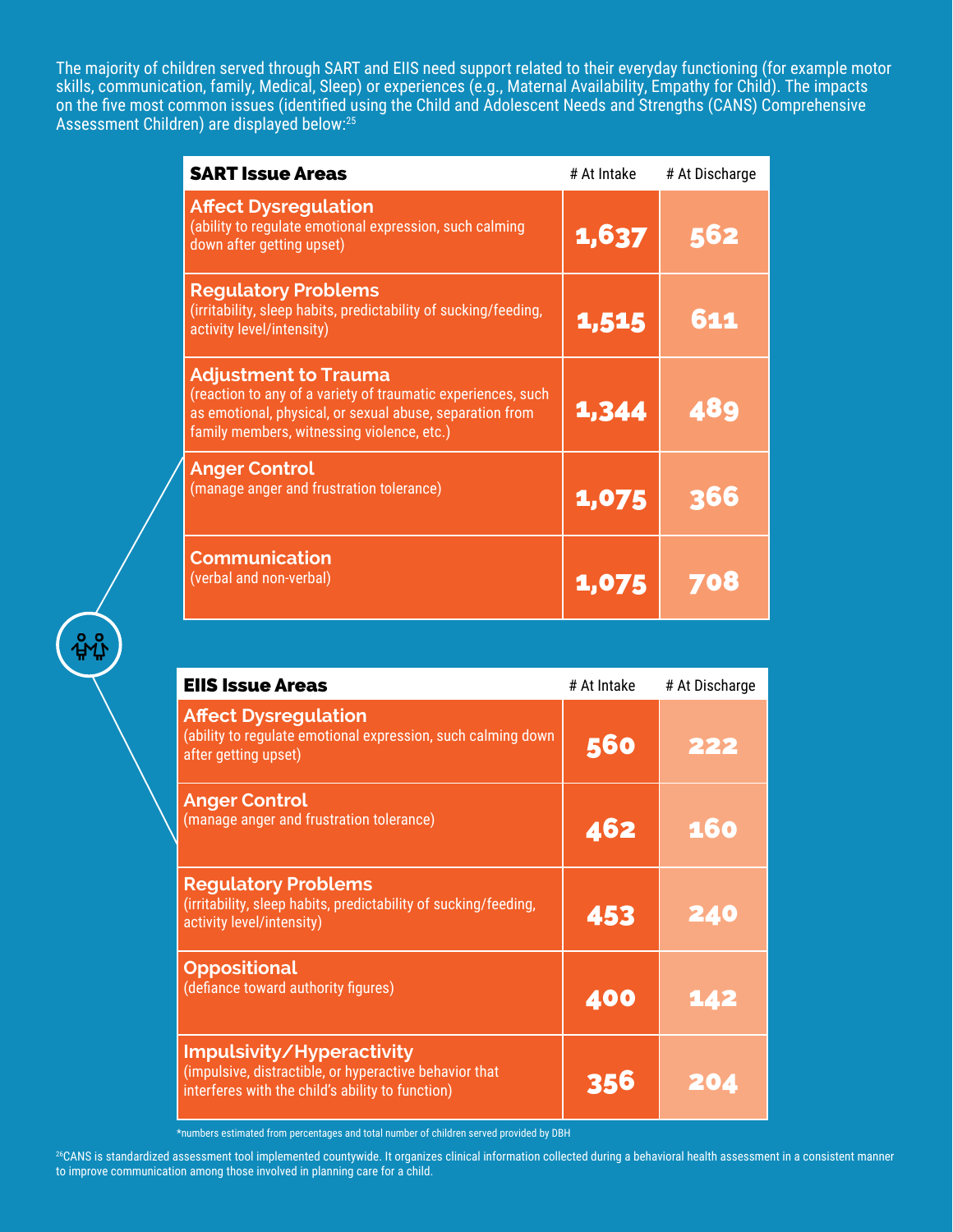The majority of children served through SART and EIIS need support related to their everyday functioning (for example motor skills, communication, family, Medical, Sleep) or experiences (e.g., Maternal Availability, Empathy for Child). The impacts on the five most common issues (identified using the Child and Adolescent Needs and Strengths (CANS) Comprehensive Assessment Children) are displayed below:[25]

| SART Issue Areas | # At Intake | # At Discharge |
|---|---|---|
| **Affect Dysregulation** (ability to regulate emotional expression, such calming down after getting upset) | 1,637 | 562 |
| **Regulatory Problems** (irritability, sleep habits, predictability of sucking/feeding, activity level/intensity) | 1,515 | 611 |
| **Adjustment to Trauma** (reaction to any of a variety of traumatic experiences, such as emotional, physical, or sexual abuse, separation from family members, witnessing violence, etc.) | 1,344 | 489 |
| **Anger Control** (manage anger and frustration tolerance) | 1,075 | 366 |
| **Communication** (verbal and non-verbal) | 1,075 | 708 |

| EIIS Issue Areas | # At Intake | # At Discharge |
|---|---|---|
| **Affect Dysregulation** (ability to regulate emotional expression, such calming down after getting upset) | 560 | 222 |
| **Anger Control** (manage anger and frustration tolerance) | 462 | 160 |
| **Regulatory Problems** (irritability, sleep habits, predictability of sucking/feeding, activity level/intensity) | 453 | 240 |
| **Oppositional** (defiance toward authority figures) | 400 | 142 |
| **Impulsivity/Hyperactivity** (impulsive, distractible, or hyperactive behavior that interferes with the child's ability to function) | 356 | 204 |

*numbers estimated from percentages and total number of children served provided by DBH

[26]CANS is standardized assessment tool implemented countywide. It organizes clinical information collected during a behavioral health assessment in a consistent manner to improve communication among those involved in planning care for a child.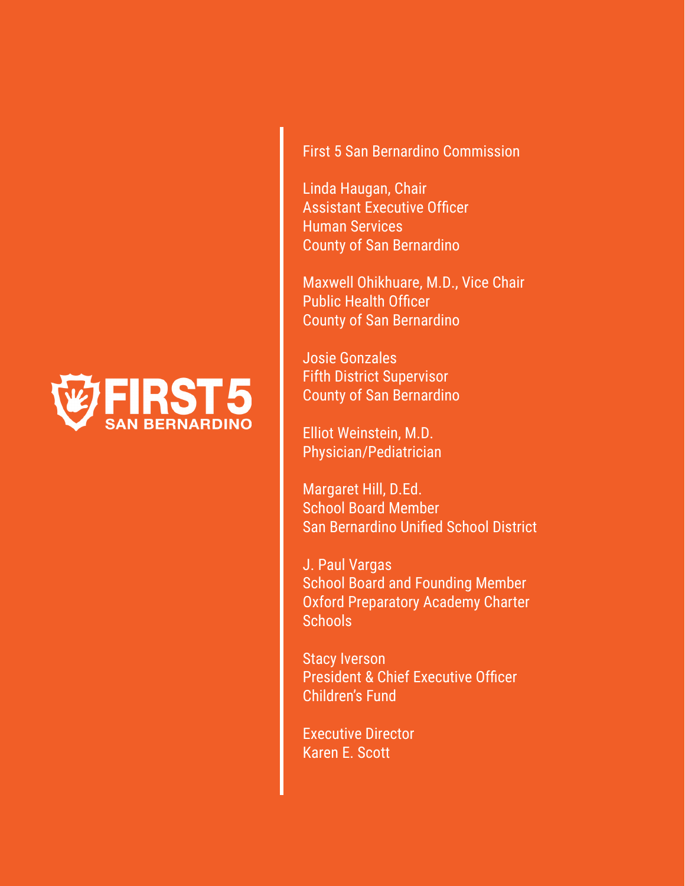FIRST 5 SAN BERNARDINO

First 5 San Bernardino Commission

Linda Haugan, Chair
Assistant Executive Officer
Human Services
County of San Bernardino

Maxwell Ohikhuare, M.D., Vice Chair
Public Health Officer
County of San Bernardino

Josie Gonzales
Fifth District Supervisor
County of San Bernardino

Elliot Weinstein, M.D.
Physician/Pediatrician

Margaret Hill, D.Ed.
School Board Member
San Bernardino Unified School District

J. Paul Vargas
School Board and Founding Member
Oxford Preparatory Academy Charter Schools

Stacy Iverson
President & Chief Executive Officer
Children's Fund

Executive Director
Karen E. Scott